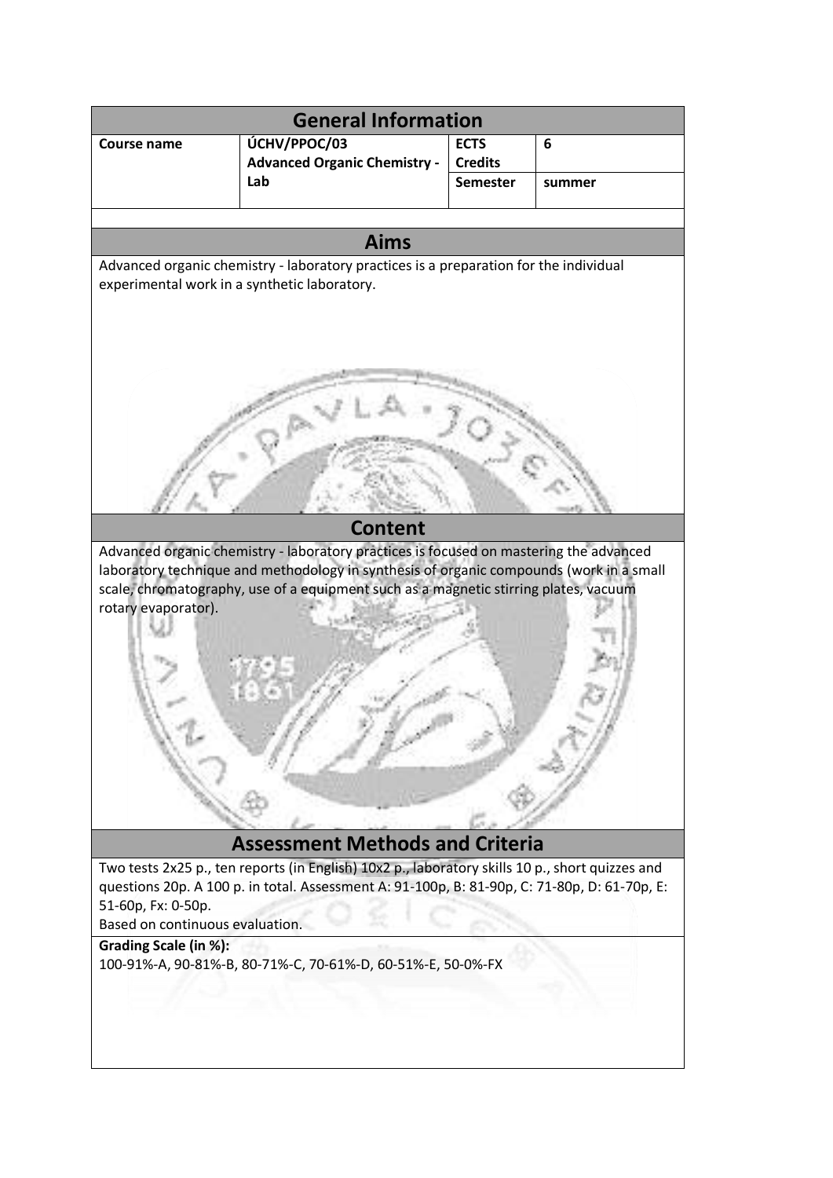## General Information

| Course name | ÚCHV/PPOC/03 Advanced Organic Chemistry - Lab | ECTS Credits | 6 |
|---|---|---|---|
| | | Semester | summer |

## Aims

Advanced organic chemistry - laboratory practices is a preparation for the individual experimental work in a synthetic laboratory.

## Content

Advanced organic chemistry - laboratory practices is focused on mastering the advanced laboratory technique and methodology in synthesis of organic compounds (work in a small scale, chromatography, use of a equipment such as a magnetic stirring plates, vacuum rotary evaporator).

## Assessment Methods and Criteria

Two tests 2x25 p., ten reports (in English) 10x2 p., laboratory skills 10 p., short quizzes and questions 20p. A 100 p. in total. Assessment A: 91-100p, B: 81-90p, C: 71-80p, D: 61-70p, E: 51-60p, Fx: 0-50p.
Based on continuous evaluation.

**Grading Scale (in %):**
100-91%-A, 90-81%-B, 80-71%-C, 70-61%-D, 60-51%-E, 50-0%-FX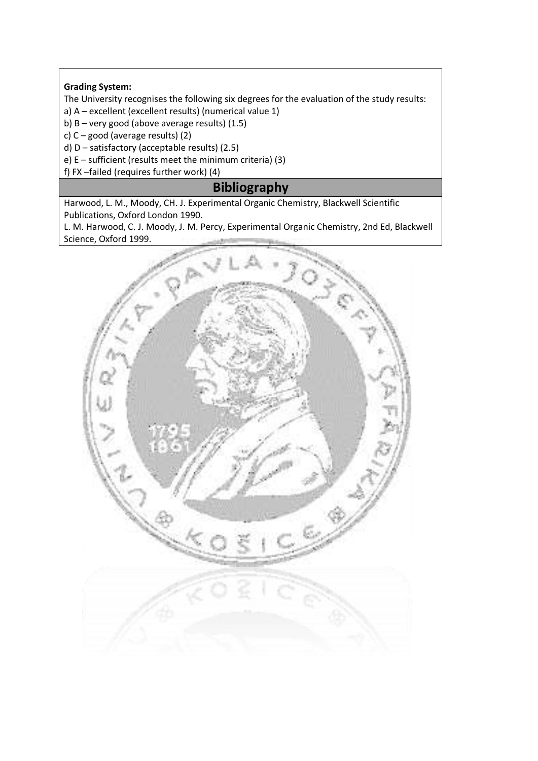**Grading System:**

The University recognises the following six degrees for the evaluation of the study results:

a) A – excellent (excellent results) (numerical value 1)

b) B – very good (above average results) (1.5)

c) C – good (average results) (2)

d) D – satisfactory (acceptable results) (2.5)

e) E – sufficient (results meet the minimum criteria) (3)

f) FX –failed (requires further work) (4)

## Bibliography

Harwood, L. M., Moody, CH. J. Experimental Organic Chemistry, Blackwell Scientific Publications, Oxford London 1990.

L. M. Harwood, C. J. Moody, J. M. Percy, Experimental Organic Chemistry, 2nd Ed, Blackwell Science, Oxford 1999.